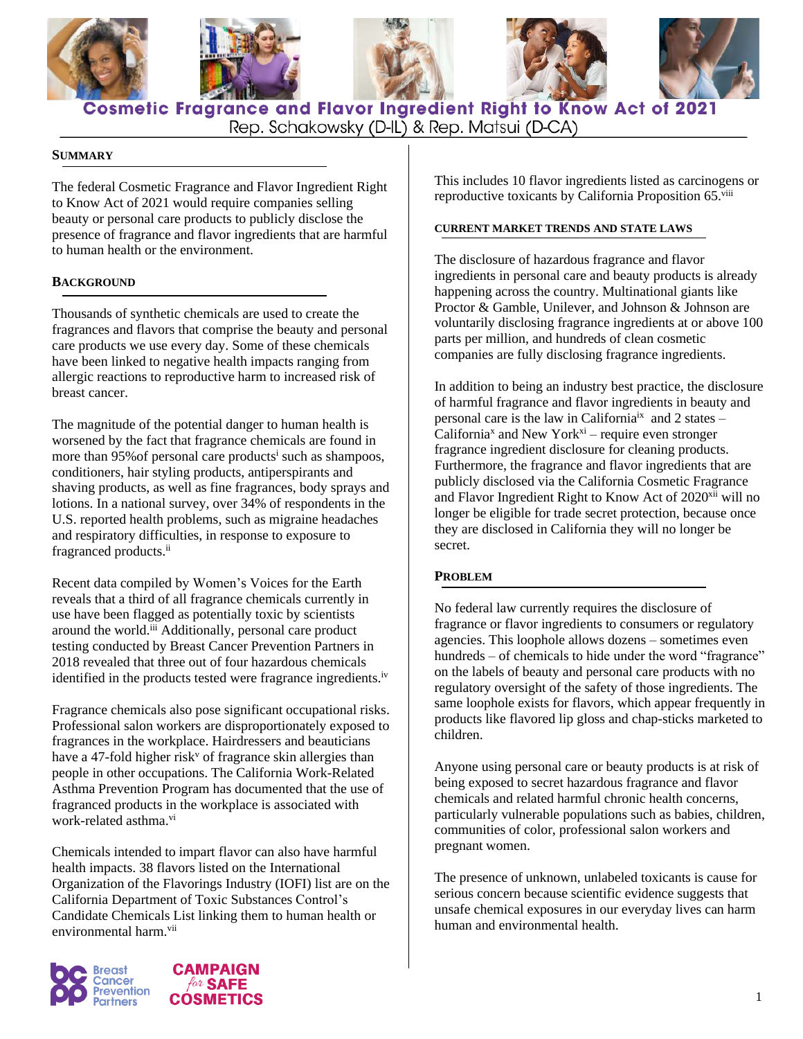# Cosmetic Fragrance and Flavor Ingredient Right to Know Act of 2021

Rep. Schakowsky (D-IL) & Rep. Matsui (D-CA)

## SUMMARY

The federal Cosmetic Fragrance and Flavor Ingredient Right to Know Act of 2021 would require companies selling beauty or personal care products to publicly disclose the presence of fragrance and flavor ingredients that are harmful to human health or the environment.

## BACKGROUND

Thousands of synthetic chemicals are used to create the fragrances and flavors that comprise the beauty and personal care products we use every day. Some of these chemicals have been linked to negative health impacts ranging from allergic reactions to reproductive harm to increased risk of breast cancer.

The magnitude of the potential danger to human health is worsened by the fact that fragrance chemicals are found in more than 95%of personal care products[i] such as shampoos, conditioners, hair styling products, antiperspirants and shaving products, as well as fine fragrances, body sprays and lotions. In a national survey, over 34% of respondents in the U.S. reported health problems, such as migraine headaches and respiratory difficulties, in response to exposure to fragranced products.[ii]

Recent data compiled by Women's Voices for the Earth reveals that a third of all fragrance chemicals currently in use have been flagged as potentially toxic by scientists around the world.[iii] Additionally, personal care product testing conducted by Breast Cancer Prevention Partners in 2018 revealed that three out of four hazardous chemicals identified in the products tested were fragrance ingredients.[iv]

Fragrance chemicals also pose significant occupational risks. Professional salon workers are disproportionately exposed to fragrances in the workplace. Hairdressers and beauticians have a 47-fold higher risk[v] of fragrance skin allergies than people in other occupations. The California Work-Related Asthma Prevention Program has documented that the use of fragranced products in the workplace is associated with work-related asthma.[vi]

Chemicals intended to impart flavor can also have harmful health impacts. 38 flavors listed on the International Organization of the Flavorings Industry (IOFI) list are on the California Department of Toxic Substances Control's Candidate Chemicals List linking them to human health or environmental harm.[vii] This includes 10 flavor ingredients listed as carcinogens or reproductive toxicants by California Proposition 65.[viii]

## CURRENT MARKET TRENDS AND STATE LAWS

The disclosure of hazardous fragrance and flavor ingredients in personal care and beauty products is already happening across the country. Multinational giants like Proctor & Gamble, Unilever, and Johnson & Johnson are voluntarily disclosing fragrance ingredients at or above 100 parts per million, and hundreds of clean cosmetic companies are fully disclosing fragrance ingredients.

In addition to being an industry best practice, the disclosure of harmful fragrance and flavor ingredients in beauty and personal care is the law in California[ix] and 2 states – California[x] and New York[xi] – require even stronger fragrance ingredient disclosure for cleaning products. Furthermore, the fragrance and flavor ingredients that are publicly disclosed via the California Cosmetic Fragrance and Flavor Ingredient Right to Know Act of 2020[xii] will no longer be eligible for trade secret protection, because once they are disclosed in California they will no longer be secret.

## PROBLEM

No federal law currently requires the disclosure of fragrance or flavor ingredients to consumers or regulatory agencies. This loophole allows dozens – sometimes even hundreds – of chemicals to hide under the word "fragrance" on the labels of beauty and personal care products with no regulatory oversight of the safety of those ingredients. The same loophole exists for flavors, which appear frequently in products like flavored lip gloss and chap-sticks marketed to children.

Anyone using personal care or beauty products is at risk of being exposed to secret hazardous fragrance and flavor chemicals and related harmful chronic health concerns, particularly vulnerable populations such as babies, children, communities of color, professional salon workers and pregnant women.

The presence of unknown, unlabeled toxicants is cause for serious concern because scientific evidence suggests that unsafe chemical exposures in our everyday lives can harm human and environmental health.

Breast Cancer Prevention Partners

CAMPAIGN *for* SAFE COSMETICS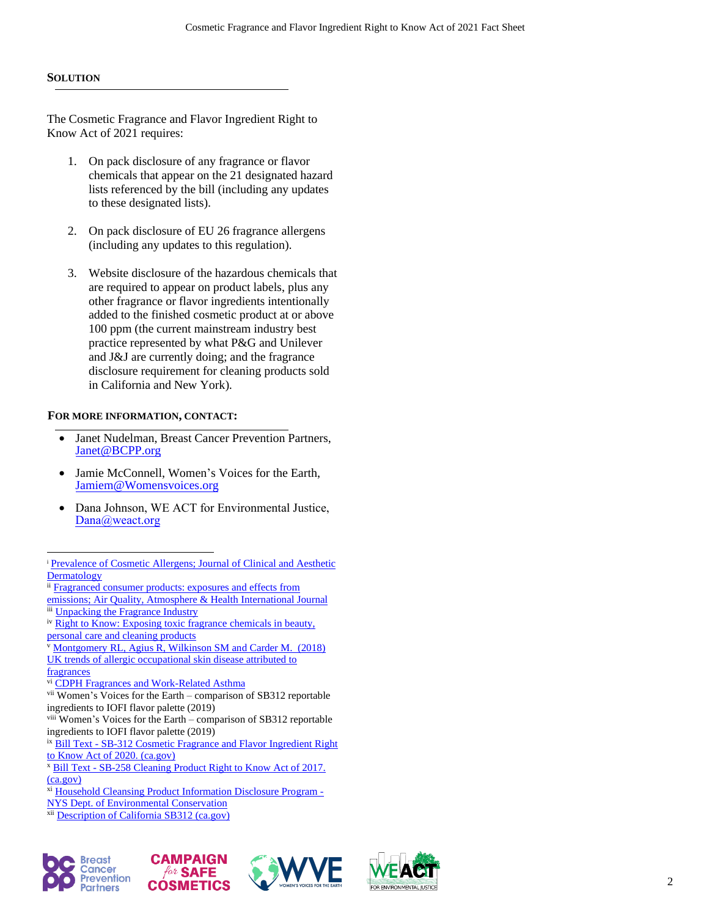## SOLUTION

The Cosmetic Fragrance and Flavor Ingredient Right to Know Act of 2021 requires:

1. On pack disclosure of any fragrance or flavor chemicals that appear on the 21 designated hazard lists referenced by the bill (including any updates to these designated lists).

2. On pack disclosure of EU 26 fragrance allergens (including any updates to this regulation).

3. Website disclosure of the hazardous chemicals that are required to appear on product labels, plus any other fragrance or flavor ingredients intentionally added to the finished cosmetic product at or above 100 ppm (the current mainstream industry best practice represented by what P&G and Unilever and J&J are currently doing; and the fragrance disclosure requirement for cleaning products sold in California and New York).

## FOR MORE INFORMATION, CONTACT:

- Janet Nudelman, Breast Cancer Prevention Partners, Janet@BCPP.org
- Jamie McConnell, Women's Voices for the Earth, Jamiem@Womensvoices.org
- Dana Johnson, WE ACT for Environmental Justice, Dana@weact.org

---

[i] Prevalence of Cosmetic Allergens; Journal of Clinical and Aesthetic Dermatology
[ii] Fragranced consumer products: exposures and effects from emissions; Air Quality, Atmosphere & Health International Journal
[iii] Unpacking the Fragrance Industry
[iv] Right to Know: Exposing toxic fragrance chemicals in beauty, personal care and cleaning products
[v] Montgomery RL, Agius R, Wilkinson SM and Carder M. (2018) UK trends of allergic occupational skin disease attributed to fragrances
[vi] CDPH Fragrances and Work-Related Asthma
[vii] Women's Voices for the Earth – comparison of SB312 reportable ingredients to IOFI flavor palette (2019)
[viii] Women's Voices for the Earth – comparison of SB312 reportable ingredients to IOFI flavor palette (2019)
[ix] Bill Text - SB-312 Cosmetic Fragrance and Flavor Ingredient Right to Know Act of 2020. (ca.gov)
[x] Bill Text - SB-258 Cleaning Product Right to Know Act of 2017. (ca.gov)
[xi] Household Cleansing Product Information Disclosure Program - NYS Dept. of Environmental Conservation
[xii] Description of California SB312 (ca.gov)